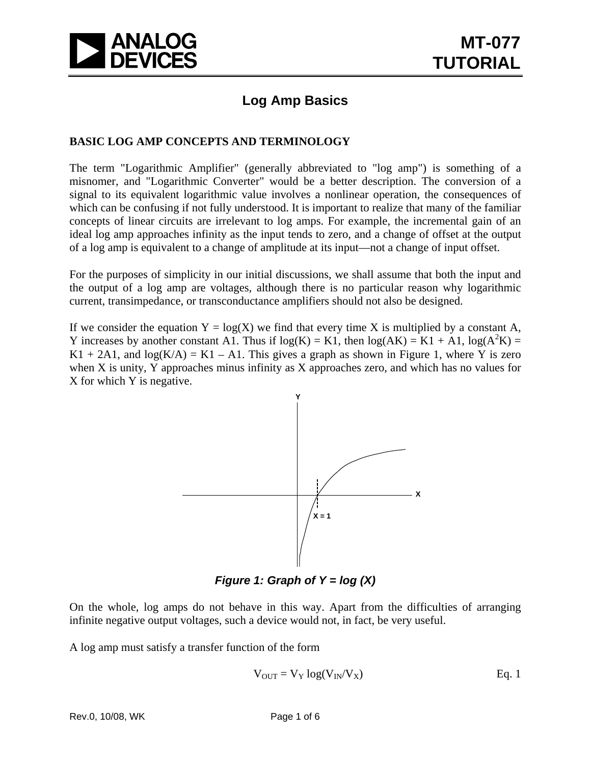# Log Amp Basics

## BASIC LOG AMP CONCEPTS AND TERMINOLOGY

The term "Logarithmic Amplifier" (generally abbreviated to "log amp") is something of a misnomer, and "Logarithmic Converter" would be a better description. The conversion of a signal to its equivalent logarithmic value involves a nonlinear operation, the consequences of which can be confusing if not fully understood. It is important to realize that many of the familiar concepts of linear circuits are irrelevant to log amps. For example, the incremental gain of an ideal log amp approaches infinity as the input tends to zero, and a change of offset at the output of a log amp is equivalent to a change of amplitude at its input—not a change of input offset.

For the purposes of simplicity in our initial discussions, we shall assume that both the input and the output of a log amp are voltages, although there is no particular reason why logarithmic current, transimpedance, or transconductance amplifiers should not also be designed.

If we consider the equation Y = log(X) we find that every time X is multiplied by a constant A, Y increases by another constant A1. Thus if log(K) = K1, then log(AK) = K1 + A1, $\log(A^2K)$ = K1 + 2A1, and log(K/A) = K1 – A1. This gives a graph as shown in Figure 1, where Y is zero when X is unity, Y approaches minus infinity as X approaches zero, and which has no values for X for which Y is negative.

***Figure 1: Graph of Y = log (X)***

On the whole, log amps do not behave in this way. Apart from the difficulties of arranging infinite negative output voltages, such a device would not, in fact, be very useful.

A log amp must satisfy a transfer function of the form

$$V_{OUT} = V_Y \log(V_{IN}/V_X) \quad \text{Eq. 1}$$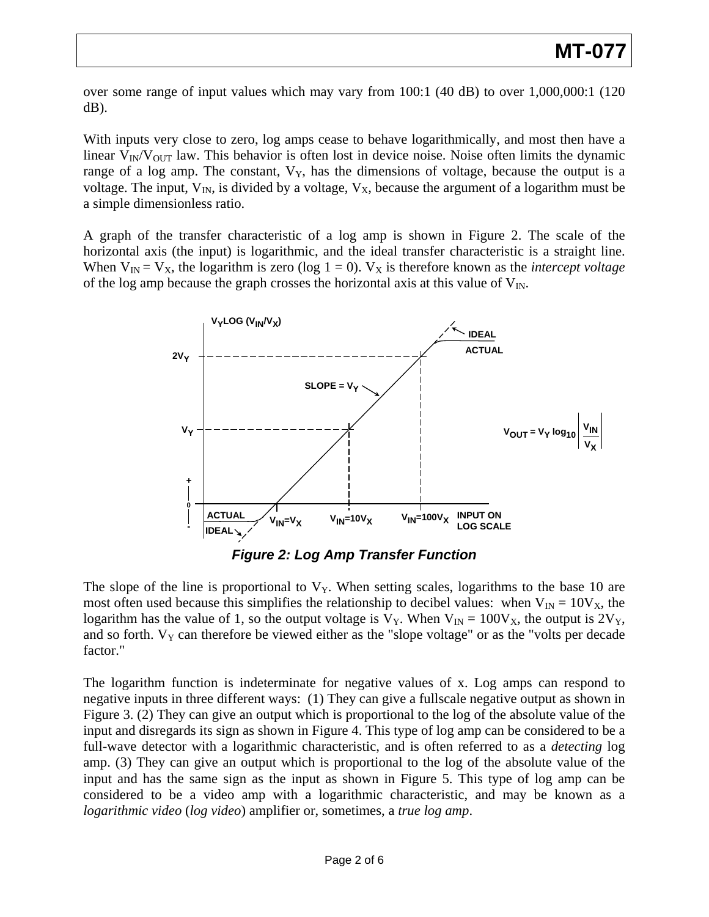over some range of input values which may vary from 100:1 (40 dB) to over 1,000,000:1 (120 dB).

With inputs very close to zero, log amps cease to behave logarithmically, and most then have a linear $V_{IN}/V_{OUT}$ law. This behavior is often lost in device noise. Noise often limits the dynamic range of a log amp. The constant, $V_Y$, has the dimensions of voltage, because the output is a voltage. The input, $V_{IN}$, is divided by a voltage, $V_X$, because the argument of a logarithm must be a simple dimensionless ratio.

A graph of the transfer characteristic of a log amp is shown in Figure 2. The scale of the horizontal axis (the input) is logarithmic, and the ideal transfer characteristic is a straight line. When $V_{IN} = V_X$, the logarithm is zero ($\log 1 = 0$). $V_X$ is therefore known as the *intercept voltage* of the log amp because the graph crosses the horizontal axis at this value of $V_{IN}$.

$$V_{OUT} = V_Y \log_{10} \left| \frac{V_{IN}}{V_X} \right|$$

***Figure 2: Log Amp Transfer Function***

The slope of the line is proportional to $V_Y$. When setting scales, logarithms to the base 10 are most often used because this simplifies the relationship to decibel values: when $V_{IN} = 10V_X$, the logarithm has the value of 1, so the output voltage is $V_Y$. When $V_{IN} = 100V_X$, the output is $2V_Y$, and so forth. $V_Y$ can therefore be viewed either as the "slope voltage" or as the "volts per decade factor."

The logarithm function is indeterminate for negative values of x. Log amps can respond to negative inputs in three different ways: (1) They can give a fullscale negative output as shown in Figure 3. (2) They can give an output which is proportional to the log of the absolute value of the input and disregards its sign as shown in Figure 4. This type of log amp can be considered to be a full-wave detector with a logarithmic characteristic, and is often referred to as a *detecting* log amp. (3) They can give an output which is proportional to the log of the absolute value of the input and has the same sign as the input as shown in Figure 5. This type of log amp can be considered to be a video amp with a logarithmic characteristic, and may be known as a *logarithmic video* (*log video*) amplifier or, sometimes, a *true log amp*.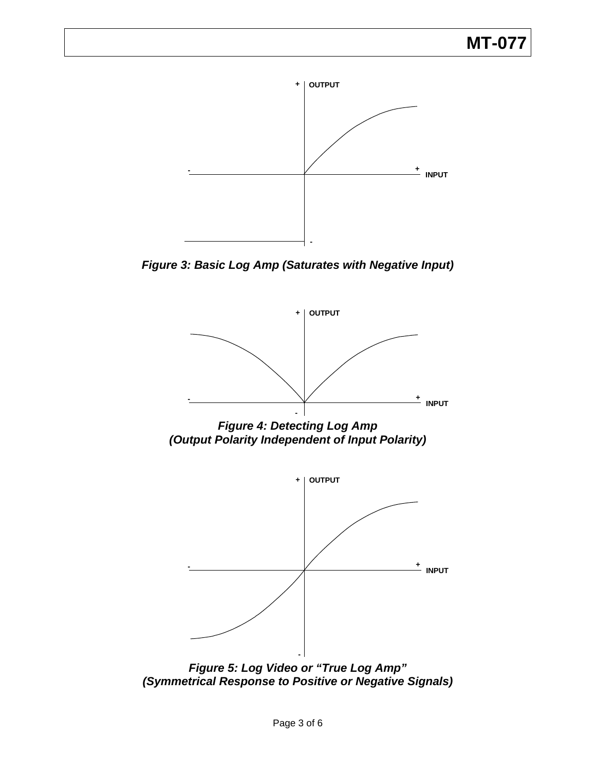*Figure 3: Basic Log Amp (Saturates with Negative Input)*

*Figure 4: Detecting Log Amp*
*(Output Polarity Independent of Input Polarity)*

*Figure 5: Log Video or "True Log Amp"*
*(Symmetrical Response to Positive or Negative Signals)*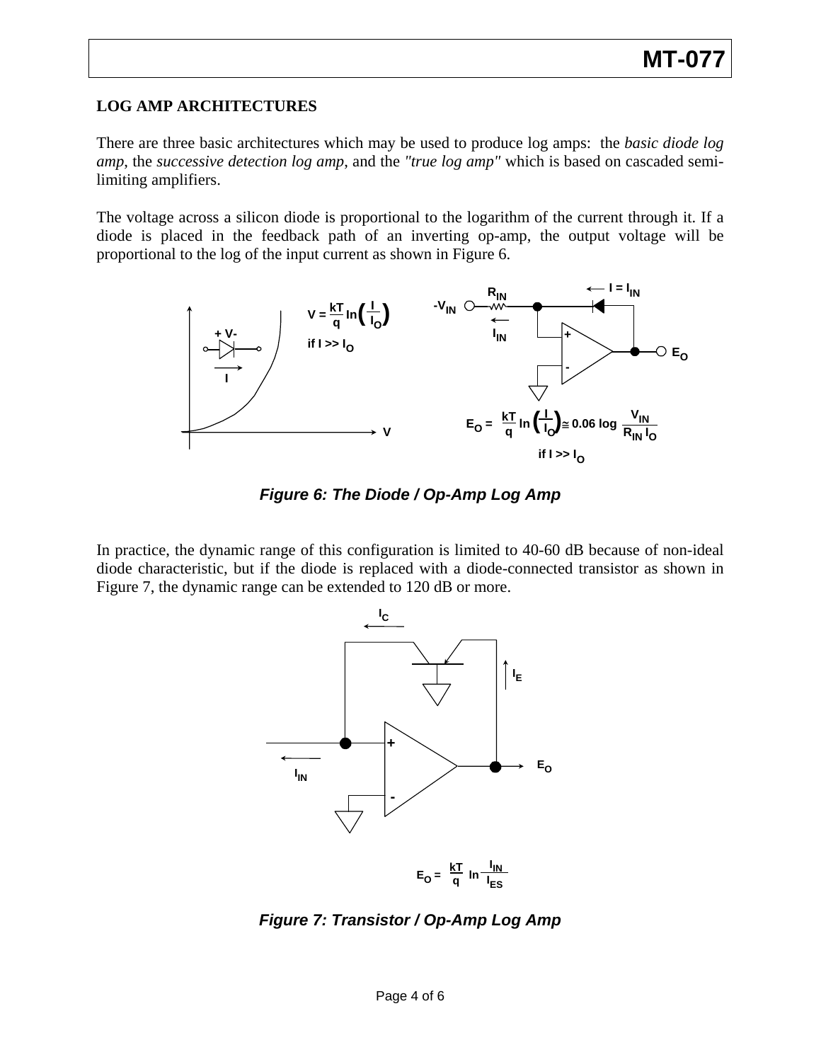## LOG AMP ARCHITECTURES

There are three basic architectures which may be used to produce log amps: the *basic diode log amp*, the *successive detection log amp*, and the *"true log amp"* which is based on cascaded semi-limiting amplifiers.

The voltage across a silicon diode is proportional to the logarithm of the current through it. If a diode is placed in the feedback path of an inverting op-amp, the output voltage will be proportional to the log of the input current as shown in Figure 6.

$$V = \frac{kT}{q} \ln\left(\frac{I}{I_O}\right)$$

if $I >> I_O$

$$E_O = \frac{kT}{q} \ln\left(\frac{I}{I_O}\right) \cong 0.06 \log \frac{V_{IN}}{R_{IN} I_O}$$

if $I >> I_O$

***Figure 6: The Diode / Op-Amp Log Amp***

In practice, the dynamic range of this configuration is limited to 40-60 dB because of non-ideal diode characteristic, but if the diode is replaced with a diode-connected transistor as shown in Figure 7, the dynamic range can be extended to 120 dB or more.

$$E_O = \frac{kT}{q} \ln \frac{I_{IN}}{I_{ES}}$$

***Figure 7: Transistor / Op-Amp Log Amp***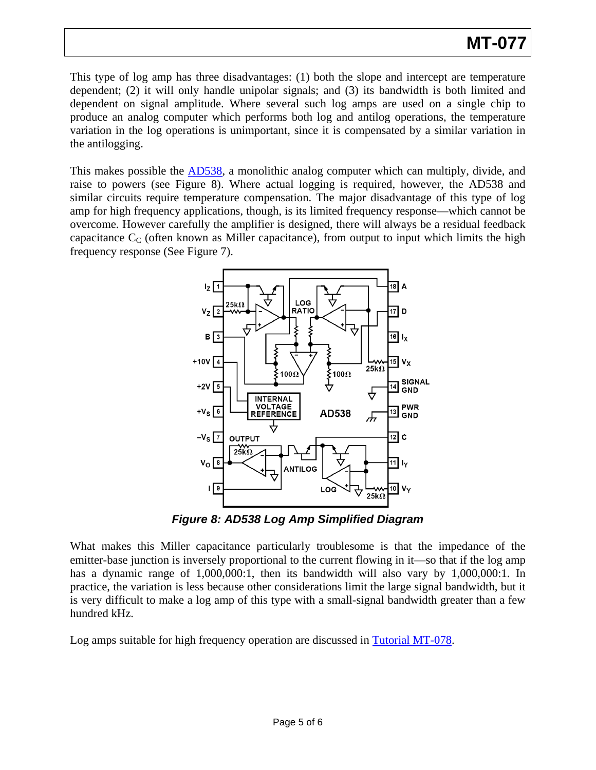This type of log amp has three disadvantages: (1) both the slope and intercept are temperature dependent; (2) it will only handle unipolar signals; and (3) its bandwidth is both limited and dependent on signal amplitude. Where several such log amps are used on a single chip to produce an analog computer which performs both log and antilog operations, the temperature variation in the log operations is unimportant, since it is compensated by a similar variation in the antilogging.

This makes possible the AD538, a monolithic analog computer which can multiply, divide, and raise to powers (see Figure 8). Where actual logging is required, however, the AD538 and similar circuits require temperature compensation. The major disadvantage of this type of log amp for high frequency applications, though, is its limited frequency response—which cannot be overcome. However carefully the amplifier is designed, there will always be a residual feedback capacitance $C_C$ (often known as Miller capacitance), from output to input which limits the high frequency response (See Figure 7).

***Figure 8: AD538 Log Amp Simplified Diagram***

What makes this Miller capacitance particularly troublesome is that the impedance of the emitter-base junction is inversely proportional to the current flowing in it—so that if the log amp has a dynamic range of 1,000,000:1, then its bandwidth will also vary by 1,000,000:1. In practice, the variation is less because other considerations limit the large signal bandwidth, but it is very difficult to make a log amp of this type with a small-signal bandwidth greater than a few hundred kHz.

Log amps suitable for high frequency operation are discussed in Tutorial MT-078.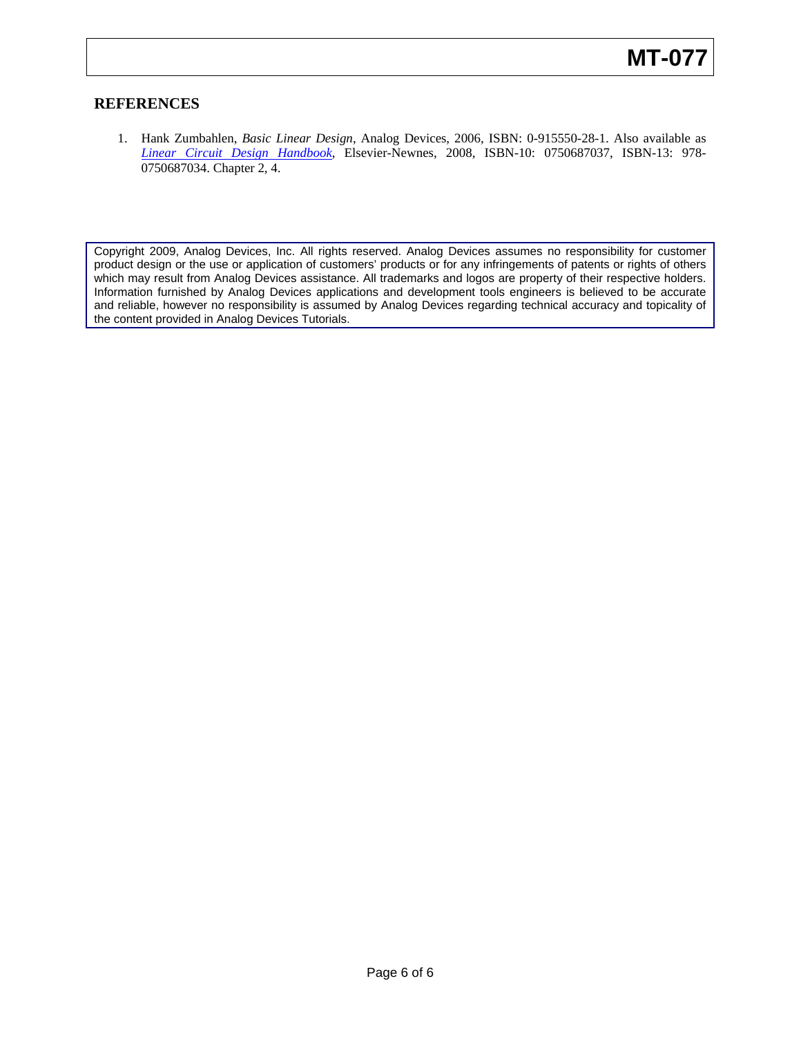## REFERENCES

1. Hank Zumbahlen, *Basic Linear Design*, Analog Devices, 2006, ISBN: 0-915550-28-1. Also available as *Linear Circuit Design Handbook*, Elsevier-Newnes, 2008, ISBN-10: 0750687037, ISBN-13: 978-0750687034. Chapter 2, 4.

Copyright 2009, Analog Devices, Inc. All rights reserved. Analog Devices assumes no responsibility for customer product design or the use or application of customers' products or for any infringements of patents or rights of others which may result from Analog Devices assistance. All trademarks and logos are property of their respective holders. Information furnished by Analog Devices applications and development tools engineers is believed to be accurate and reliable, however no responsibility is assumed by Analog Devices regarding technical accuracy and topicality of the content provided in Analog Devices Tutorials.